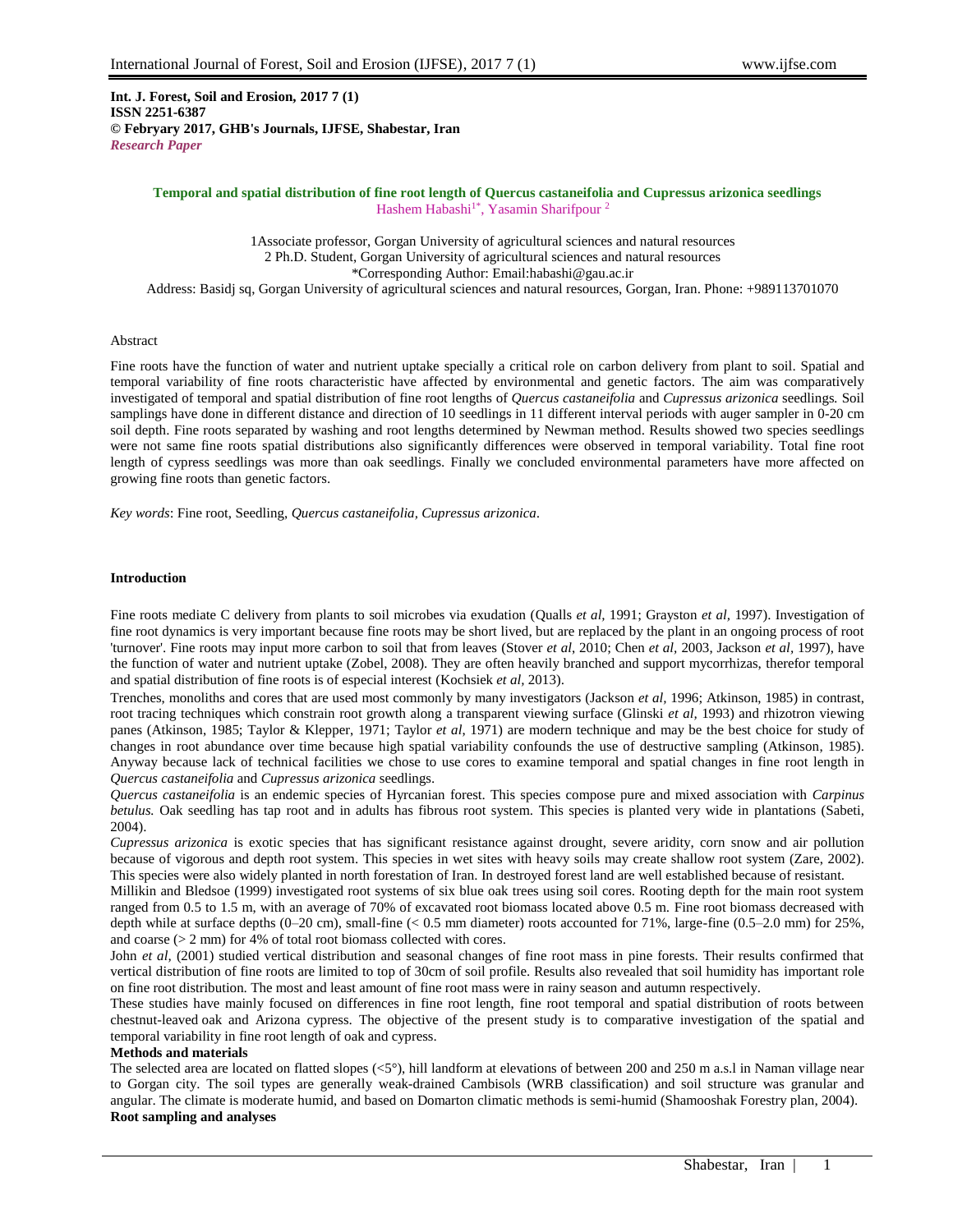**Int. J. Forest, Soil and Erosion, 2017 7 (1)**
**ISSN 2251-6387**
**© Febryary 2017, GHB's Journals, IJFSE, Shabestar, Iran**
***Research Paper***

# Temporal and spatial distribution of fine root length of Quercus castaneifolia and Cupressus arizonica seedlings

Hashem Habashi[1*], Yasamin Sharifpour [2]

1Associate professor, Gorgan University of agricultural sciences and natural resources
2 Ph.D. Student, Gorgan University of agricultural sciences and natural resources
*Corresponding Author: Email:habashi@gau.ac.ir
Address: Basidj sq, Gorgan University of agricultural sciences and natural resources, Gorgan, Iran. Phone: +989113701070

## Abstract

Fine roots have the function of water and nutrient uptake specially a critical role on carbon delivery from plant to soil. Spatial and temporal variability of fine roots characteristic have affected by environmental and genetic factors. The aim was comparatively investigated of temporal and spatial distribution of fine root lengths of *Quercus castaneifolia* and *Cupressus arizonica* seedlings. Soil samplings have done in different distance and direction of 10 seedlings in 11 different interval periods with auger sampler in 0-20 cm soil depth. Fine roots separated by washing and root lengths determined by Newman method. Results showed two species seedlings were not same fine roots spatial distributions also significantly differences were observed in temporal variability. Total fine root length of cypress seedlings was more than oak seedlings. Finally we concluded environmental parameters have more affected on growing fine roots than genetic factors.

*Key words*: Fine root, Seedling, *Quercus castaneifolia, Cupressus arizonica*.

## Introduction

Fine roots mediate C delivery from plants to soil microbes via exudation (Qualls *et al*, 1991; Grayston *et al*, 1997). Investigation of fine root dynamics is very important because fine roots may be short lived, but are replaced by the plant in an ongoing process of root 'turnover'. Fine roots may input more carbon to soil that from leaves (Stover *et al*, 2010; Chen *et al*, 2003, Jackson *et al*, 1997), have the function of water and nutrient uptake (Zobel, 2008). They are often heavily branched and support mycorrhizas, therefor temporal and spatial distribution of fine roots is of especial interest (Kochsiek *et al*, 2013).

Trenches, monoliths and cores that are used most commonly by many investigators (Jackson *et al*, 1996; Atkinson, 1985) in contrast, root tracing techniques which constrain root growth along a transparent viewing surface (Glinski *et al*, 1993) and rhizotron viewing panes (Atkinson, 1985; Taylor & Klepper, 1971; Taylor *et al*, 1971) are modern technique and may be the best choice for study of changes in root abundance over time because high spatial variability confounds the use of destructive sampling (Atkinson, 1985). Anyway because lack of technical facilities we chose to use cores to examine temporal and spatial changes in fine root length in *Quercus castaneifolia* and *Cupressus arizonica* seedlings.

*Quercus castaneifolia* is an endemic species of Hyrcanian forest. This species compose pure and mixed association with *Carpinus betulus.* Oak seedling has tap root and in adults has fibrous root system. This species is planted very wide in plantations (Sabeti, 2004).

*Cupressus arizonica* is exotic species that has significant resistance against drought, severe aridity, corn snow and air pollution because of vigorous and depth root system. This species in wet sites with heavy soils may create shallow root system (Zare, 2002). This species were also widely planted in north forestation of Iran. In destroyed forest land are well established because of resistant.

Millikin and Bledsoe (1999) investigated root systems of six blue oak trees using soil cores. Rooting depth for the main root system ranged from 0.5 to 1.5 m, with an average of 70% of excavated root biomass located above 0.5 m. Fine root biomass decreased with depth while at surface depths (0–20 cm), small-fine (< 0.5 mm diameter) roots accounted for 71%, large-fine (0.5–2.0 mm) for 25%, and coarse (> 2 mm) for 4% of total root biomass collected with cores.

John *et al,* (2001) studied vertical distribution and seasonal changes of fine root mass in pine forests. Their results confirmed that vertical distribution of fine roots are limited to top of 30cm of soil profile. Results also revealed that soil humidity has important role on fine root distribution. The most and least amount of fine root mass were in rainy season and autumn respectively.

These studies have mainly focused on differences in fine root length, fine root temporal and spatial distribution of roots between chestnut-leaved oak and Arizona cypress. The objective of the present study is to comparative investigation of the spatial and temporal variability in fine root length of oak and cypress.

## Methods and materials

The selected area are located on flatted slopes (<5°), hill landform at elevations of between 200 and 250 m a.s.l in Naman village near to Gorgan city. The soil types are generally weak-drained Cambisols (WRB classification) and soil structure was granular and angular. The climate is moderate humid, and based on Domarton climatic methods is semi-humid (Shamooshak Forestry plan, 2004).

### Root sampling and analyses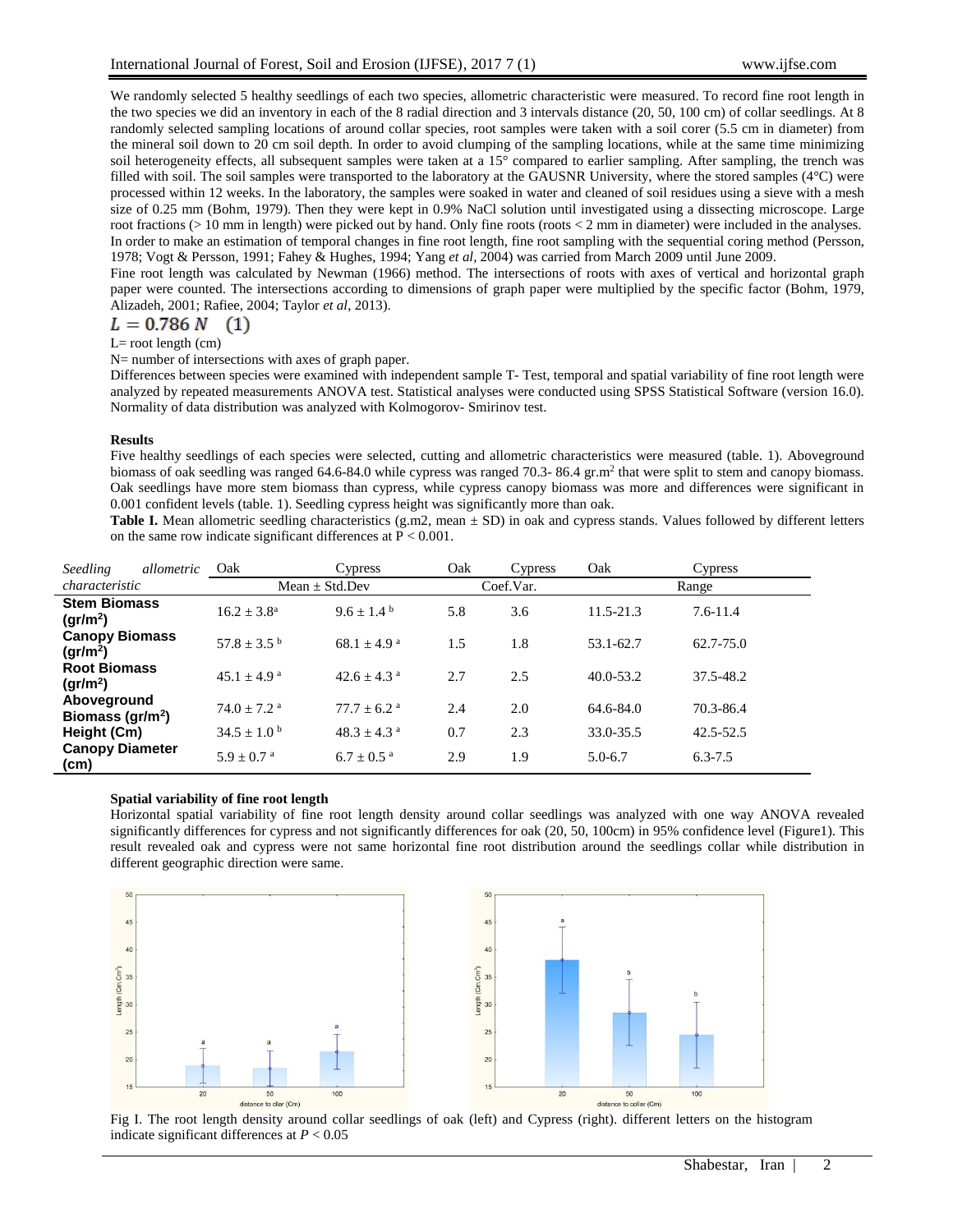We randomly selected 5 healthy seedlings of each two species, allometric characteristic were measured. To record fine root length in the two species we did an inventory in each of the 8 radial direction and 3 intervals distance (20, 50, 100 cm) of collar seedlings. At 8 randomly selected sampling locations of around collar species, root samples were taken with a soil corer (5.5 cm in diameter) from the mineral soil down to 20 cm soil depth. In order to avoid clumping of the sampling locations, while at the same time minimizing soil heterogeneity effects, all subsequent samples were taken at a 15° compared to earlier sampling. After sampling, the trench was filled with soil. The soil samples were transported to the laboratory at the GAUSNR University, where the stored samples (4°C) were processed within 12 weeks. In the laboratory, the samples were soaked in water and cleaned of soil residues using a sieve with a mesh size of 0.25 mm (Bohm, 1979). Then they were kept in 0.9% NaCl solution until investigated using a dissecting microscope. Large root fractions (> 10 mm in length) were picked out by hand. Only fine roots (roots < 2 mm in diameter) were included in the analyses. In order to make an estimation of temporal changes in fine root length, fine root sampling with the sequential coring method (Persson, 1978; Vogt & Persson, 1991; Fahey & Hughes, 1994; Yang *et al*, 2004) was carried from March 2009 until June 2009.

Fine root length was calculated by Newman (1966) method. The intersections of roots with axes of vertical and horizontal graph paper were counted. The intersections according to dimensions of graph paper were multiplied by the specific factor (Bohm, 1979, Alizadeh, 2001; Rafiee, 2004; Taylor *et al*, 2013).

$$L = 0.786\,N \quad (1)$$

L= root length (cm)

N= number of intersections with axes of graph paper.

Differences between species were examined with independent sample T- Test, temporal and spatial variability of fine root length were analyzed by repeated measurements ANOVA test. Statistical analyses were conducted using SPSS Statistical Software (version 16.0). Normality of data distribution was analyzed with Kolmogorov- Smirinov test.

**Results**

Five healthy seedlings of each species were selected, cutting and allometric characteristics were measured (table. 1). Aboveground biomass of oak seedling was ranged 64.6-84.0 while cypress was ranged 70.3- 86.4 gr.m$^2$ that were split to stem and canopy biomass. Oak seedlings have more stem biomass than cypress, while cypress canopy biomass was more and differences were significant in 0.001 confident levels (table. 1). Seedling cypress height was significantly more than oak.

**Table I.** Mean allometric seedling characteristics (g.m2, mean ± SD) in oak and cypress stands. Values followed by different letters on the same row indicate significant differences at P < 0.001.

| *Seedling allometric characteristic* | Oak | Cypress | Oak | Cypress | Oak | Cypress |
|---|---|---|---|---|---|---|
| | Mean ± Std.Dev | | Coef.Var. | | Range | |
| **Stem Biomass (gr/m$^2$)** | 16.2 ± 3.8$^a$ | 9.6 ± 1.4$^b$ | 5.8 | 3.6 | 11.5-21.3 | 7.6-11.4 |
| **Canopy Biomass (gr/m$^2$)** | 57.8 ± 3.5$^b$ | 68.1 ± 4.9$^a$ | 1.5 | 1.8 | 53.1-62.7 | 62.7-75.0 |
| **Root Biomass (gr/m$^2$)** | 45.1 ± 4.9$^a$ | 42.6 ± 4.3$^a$ | 2.7 | 2.5 | 40.0-53.2 | 37.5-48.2 |
| **Aboveground Biomass (gr/m$^2$)** | 74.0 ± 7.2$^a$ | 77.7 ± 6.2$^a$ | 2.4 | 2.0 | 64.6-84.0 | 70.3-86.4 |
| **Height (Cm)** | 34.5 ± 1.0$^b$ | 48.3 ± 4.3$^a$ | 0.7 | 2.3 | 33.0-35.5 | 42.5-52.5 |
| **Canopy Diameter (cm)** | 5.9 ± 0.7$^a$ | 6.7 ± 0.5$^a$ | 2.9 | 1.9 | 5.0-6.7 | 6.3-7.5 |

**Spatial variability of fine root length**

Horizontal spatial variability of fine root length density around collar seedlings was analyzed with one way ANOVA revealed significantly differences for cypress and not significantly differences for oak (20, 50, 100cm) in 95% confidence level (Figure1). This result revealed oak and cypress were not same horizontal fine root distribution around the seedlings collar while distribution in different geographic direction were same.

Fig I. The root length density around collar seedlings of oak (left) and Cypress (right). different letters on the histogram indicate significant differences at *P* < 0.05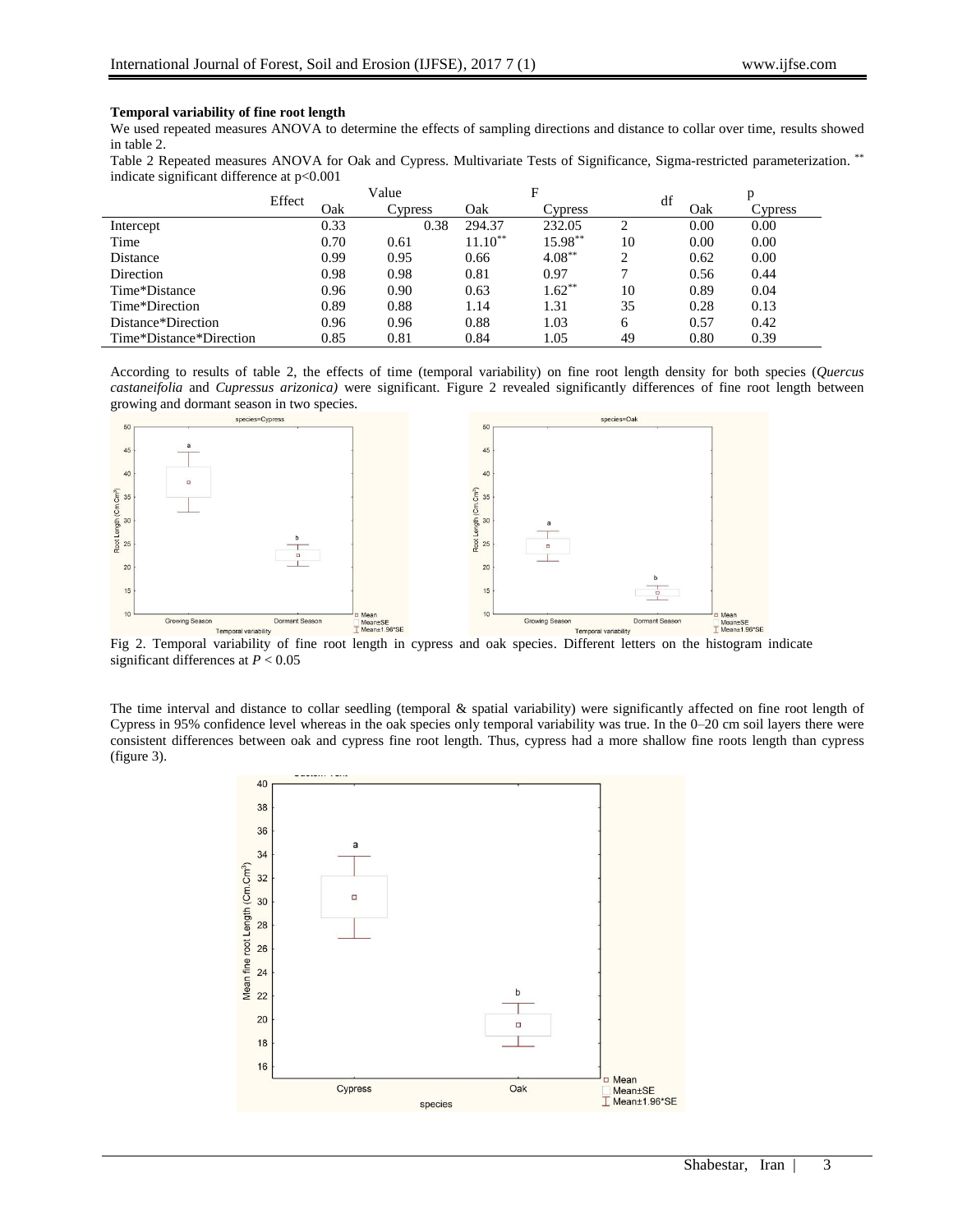**Temporal variability of fine root length**

We used repeated measures ANOVA to determine the effects of sampling directions and distance to collar over time, results showed in table 2.

Table 2 Repeated measures ANOVA for Oak and Cypress. Multivariate Tests of Significance, Sigma-restricted parameterization. ** indicate significant difference at p<0.001

| Effect | Value | | F | | df | p | |
|---|---|---|---|---|---|---|---|
| | Oak | Cypress | Oak | Cypress | | Oak | Cypress |
| Intercept | 0.33 | 0.38 | 294.37 | 232.05 | 2 | 0.00 | 0.00 |
| Time | 0.70 | 0.61 | 11.10** | 15.98** | 10 | 0.00 | 0.00 |
| Distance | 0.99 | 0.95 | 0.66 | 4.08** | 2 | 0.62 | 0.00 |
| Direction | 0.98 | 0.98 | 0.81 | 0.97 | 7 | 0.56 | 0.44 |
| Time*Distance | 0.96 | 0.90 | 0.63 | 1.62** | 10 | 0.89 | 0.04 |
| Time*Direction | 0.89 | 0.88 | 1.14 | 1.31 | 35 | 0.28 | 0.13 |
| Distance*Direction | 0.96 | 0.96 | 0.88 | 1.03 | 6 | 0.57 | 0.42 |
| Time*Distance*Direction | 0.85 | 0.81 | 0.84 | 1.05 | 49 | 0.80 | 0.39 |

According to results of table 2, the effects of time (temporal variability) on fine root length density for both species (*Quercus castaneifolia* and *Cupressus arizonica)* were significant. Figure 2 revealed significantly differences of fine root length between growing and dormant season in two species.

Fig 2. Temporal variability of fine root length in cypress and oak species. Different letters on the histogram indicate significant differences at $P < 0.05$

The time interval and distance to collar seedling (temporal & spatial variability) were significantly affected on fine root length of Cypress in 95% confidence level whereas in the oak species only temporal variability was true. In the 0–20 cm soil layers there were consistent differences between oak and cypress fine root length. Thus, cypress had a more shallow fine roots length than cypress (figure 3).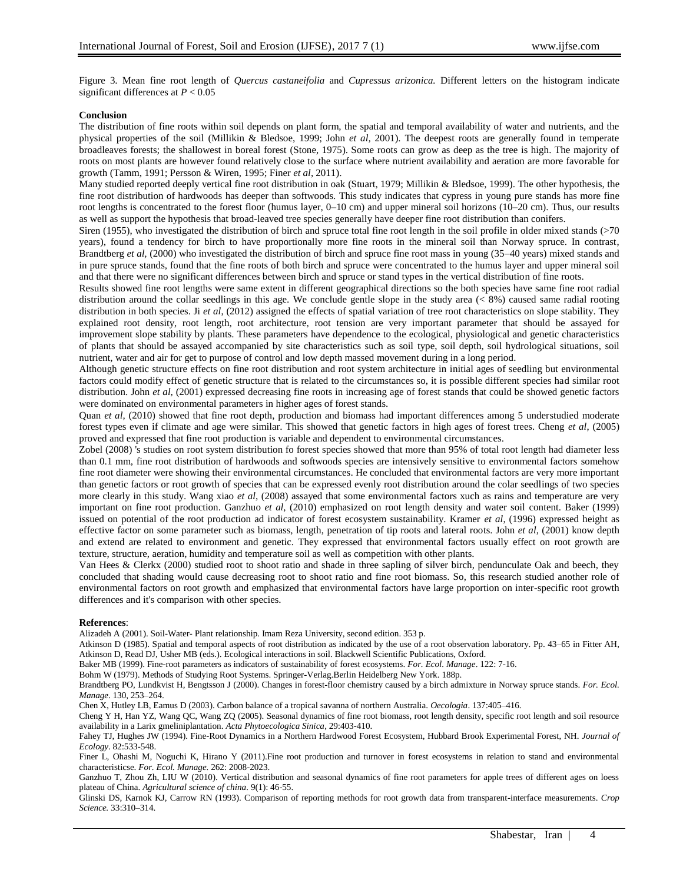Figure 3. Mean fine root length of *Quercus castaneifolia* and *Cupressus arizonica.* Different letters on the histogram indicate significant differences at $P < 0.05$

**Conclusion**

The distribution of fine roots within soil depends on plant form, the spatial and temporal availability of water and nutrients, and the physical properties of the soil (Millikin & Bledsoe, 1999; John *et al*, 2001). The deepest roots are generally found in temperate broadleaves forests; the shallowest in boreal forest (Stone, 1975). Some roots can grow as deep as the tree is high. The majority of roots on most plants are however found relatively close to the surface where nutrient availability and aeration are more favorable for growth (Tamm, 1991; Persson & Wiren, 1995; Finer *et al*, 2011).

Many studied reported deeply vertical fine root distribution in oak (Stuart, 1979; Millikin & Bledsoe, 1999). The other hypothesis, the fine root distribution of hardwoods has deeper than softwoods. This study indicates that cypress in young pure stands has more fine root lengths is concentrated to the forest floor (humus layer, 0–10 cm) and upper mineral soil horizons (10–20 cm). Thus, our results as well as support the hypothesis that broad-leaved tree species generally have deeper fine root distribution than conifers.

Siren (1955), who investigated the distribution of birch and spruce total fine root length in the soil profile in older mixed stands (>70 years), found a tendency for birch to have proportionally more fine roots in the mineral soil than Norway spruce. In contrast, Brandtberg *et al*, (2000) who investigated the distribution of birch and spruce fine root mass in young (35–40 years) mixed stands and in pure spruce stands, found that the fine roots of both birch and spruce were concentrated to the humus layer and upper mineral soil and that there were no significant differences between birch and spruce or stand types in the vertical distribution of fine roots.

Results showed fine root lengths were same extent in different geographical directions so the both species have same fine root radial distribution around the collar seedlings in this age. We conclude gentle slope in the study area (< 8%) caused same radial rooting distribution in both species. Ji *et al*, (2012) assigned the effects of spatial variation of tree root characteristics on slope stability. They explained root density, root length, root architecture, root tension are very important parameter that should be assayed for improvement slope stability by plants. These parameters have dependence to the ecological, physiological and genetic characteristics of plants that should be assayed accompanied by site characteristics such as soil type, soil depth, soil hydrological situations, soil nutrient, water and air for get to purpose of control and low depth massed movement during in a long period.

Although genetic structure effects on fine root distribution and root system architecture in initial ages of seedling but environmental factors could modify effect of genetic structure that is related to the circumstances so, it is possible different species had similar root distribution. John *et al*, (2001) expressed decreasing fine roots in increasing age of forest stands that could be showed genetic factors were dominated on environmental parameters in higher ages of forest stands.

Quan *et al*, (2010) showed that fine root depth, production and biomass had important differences among 5 understudied moderate forest types even if climate and age were similar. This showed that genetic factors in high ages of forest trees. Cheng *et al*, (2005) proved and expressed that fine root production is variable and dependent to environmental circumstances.

Zobel (2008) 's studies on root system distribution fo forest species showed that more than 95% of total root length had diameter less than 0.1 mm, fine root distribution of hardwoods and softwoods species are intensively sensitive to environmental factors somehow fine root diameter were showing their environmental circumstances. He concluded that environmental factors are very more important than genetic factors or root growth of species that can be expressed evenly root distribution around the colar seedlings of two species more clearly in this study. Wang xiao *et al*, (2008) assayed that some environmental factors xuch as rains and temperature are very important on fine root production. Ganzhuo *et al*, (2010) emphasized on root length density and water soil content. Baker (1999) issued on potential of the root production ad indicator of forest ecosystem sustainability. Kramer *et al*, (1996) expressed height as effective factor on some parameter such as biomass, length, penetration of tip roots and lateral roots. John *et al*, (2001) know depth and extend are related to environment and genetic. They expressed that environmental factors usually effect on root growth are texture, structure, aeration, humidity and temperature soil as well as competition with other plants.

Van Hees & Clerkx (2000) studied root to shoot ratio and shade in three sapling of silver birch, penduculate Oak and beech, they concluded that shading would cause decreasing root to shoot ratio and fine root biomass. So, this research studied another role of environmental factors on root growth and emphasized that environmental factors have large proportion on inter-specific root growth differences and it's comparison with other species.

**References**:

Alizadeh A (2001). Soil-Water- Plant relationship. Imam Reza University, second edition. 353 p.

Atkinson D (1985). Spatial and temporal aspects of root distribution as indicated by the use of a root observation laboratory. Pp. 43–65 in Fitter AH, Atkinson D, Read DJ, Usher MB (eds.). Ecological interactions in soil. Blackwell Scientific Publications, Oxford.

Baker MB (1999). Fine-root parameters as indicators of sustainability of forest ecosystems. *For. Ecol. Manage*. 122: 7-16.

Bohm W (1979). Methods of Studying Root Systems. Springer-Verlag.Berlin Heidelberg New York. 188p.

Brandtberg PO, Lundkvist H, Bengtsson J (2000). Changes in forest-floor chemistry caused by a birch admixture in Norway spruce stands. *For. Ecol. Manage*. 130, 253–264.

Chen X, Hutley LB, Eamus D (2003). Carbon balance of a tropical savanna of northern Australia. *Oecologia*. 137:405–416.

Cheng Y H, Han YZ, Wang QC, Wang ZQ (2005). Seasonal dynamics of fine root biomass, root length density, specific root length and soil resource availability in a Larix gmeliniplantation. *Acta Phytoecologica Sinica*, 29:403-410.

Fahey TJ, Hughes JW (1994). Fine-Root Dynamics in a Northern Hardwood Forest Ecosystem, Hubbard Brook Experimental Forest, NH. *Journal of Ecology*. 82:533-548.

Finer L, Ohashi M, Noguchi K, Hirano Y (2011).Fine root production and turnover in forest ecosystems in relation to stand and environmental characteristicse. *For. Ecol. Manage.* 262: 2008-2023.

Ganzhuo T, Zhou Zh, LIU W (2010). Vertical distribution and seasonal dynamics of fine root parameters for apple trees of different ages on loess plateau of China. *Agricultural science of china*. 9(1): 46-55.

Glinski DS, Karnok KJ, Carrow RN (1993). Comparison of reporting methods for root growth data from transparent-interface measurements. *Crop Science.* 33:310–314.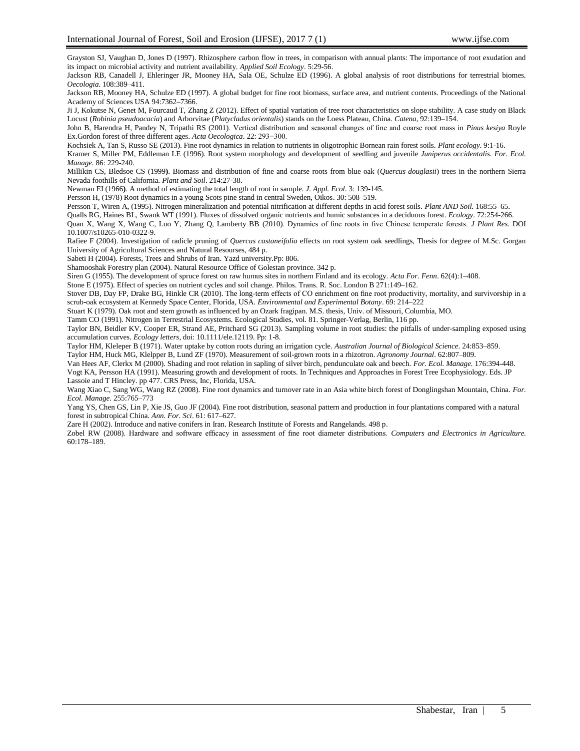Grayston SJ, Vaughan D, Jones D (1997). Rhizosphere carbon flow in trees, in comparison with annual plants: The importance of root exudation and its impact on microbial activity and nutrient availability. *Applied Soil Ecology*. 5:29-56.

Jackson RB, Canadell J, Ehleringer JR, Mooney HA, Sala OE, Schulze ED (1996). A global analysis of root distributions for terrestrial biomes. *Oecologia*. 108:389–411.

Jackson RB, Mooney HA, Schulze ED (1997). A global budget for fine root biomass, surface area, and nutrient contents. Proceedings of the National Academy of Sciences USA 94:7362–7366.

Ji J, Kokutse N, Genet M, Fourcaud T, Zhang Z (2012). Effect of spatial variation of tree root characteristics on slope stability. A case study on Black Locust (*Robinia pseudoacacia*) and Arborvitae (*Platycladus orientalis*) stands on the Loess Plateau, China. *Catena*, 92:139–154.

John B, Harendra H, Pandey N, Tripathi RS (2001). Vertical distribution and seasonal changes of fine and coarse root mass in *Pinus kesiya* Royle Ex.Gordon forest of three different ages. *Acta Oecologica*. 22: 293−300.

Kochsiek A, Tan S, Russo SE (2013). Fine root dynamics in relation to nutrients in oligotrophic Bornean rain forest soils. *Plant ecology*. 9:1-16.

Kramer S, Miller PM, Eddleman LE (1996). Root system morphology and development of seedling and juvenile *Juniperus occidentalis*. *For. Ecol. Manage.* 86: 229-240.

Millikin CS, Bledsoe CS (1999**)**. Biomass and distribution of fine and coarse roots from blue oak (*Quercus douglasii*) trees in the northern Sierra Nevada foothills of California. *Plant and Soil*. 214:27-38.

Newman EI (1966**)**. A method of estimating the total length of root in sample. *J. Appl. Ecol*. 3: 139-145.

Persson H, (1978) Root dynamics in a young Scots pine stand in central Sweden, Oikos. 30: 508–519.

Persson T, Wiren A, (1995). Nitrogen mineralization and potential nitrification at different depths in acid forest soils. *Plant AND Soil.* 168:55–65.

Qualls RG, Haines BL, Swank WT (1991). Fluxes of dissolved organic nutrients and humic substances in a deciduous forest. *Ecology*. 72:254-266.

Quan X, Wang X, Wang C, Luo Y, Zhang Q, Lamberty BB (2010). Dynamics of fine roots in five Chinese temperate forests. *J Plant Res*. DOI 10.1007/s10265-010-0322-9.

Rafiee F (2004). Investigation of radicle pruning of *Quercus castaneifolia* effects on root system oak seedlings, Thesis for degree of M.Sc. Gorgan University of Agricultural Sciences and Natural Resourses, 484 p.

Sabeti H (2004). Forests, Trees and Shrubs of Iran. Yazd university.Pp: 806.

Shamooshak Forestry plan (2004). Natural Resource Office of Golestan province. 342 p.

Siren G (1955). The development of spruce forest on raw humus sites in northern Finland and its ecology. *Acta For. Fenn*. 62(4):1–408.

Stone E (1975). Effect of species on nutrient cycles and soil change. Philos. Trans. R. Soc. London B 271:149–162.

Stover DB, Day FP, Drake BG, Hinkle CR (2010). The long-term effects of CO enrichment on fine root productivity, mortality, and survivorship in a scrub-oak ecosystem at Kennedy Space Center, Florida, USA. *Environmental and Experimental Botany*. 69: 214–222

Stuart K (1979). Oak root and stem growth as influenced by an Ozark fragipan. M.S. thesis, Univ. of Missouri, Columbia, MO.

Tamm CO (1991). Nitrogen in Terrestrial Ecosystems. Ecological Studies, vol. 81. Springer-Verlag, Berlin, 116 pp.

Taylor BN, Beidler KV, Cooper ER, Strand AE, Pritchard SG (2013). Sampling volume in root studies: the pitfalls of under-sampling exposed using accumulation curves. *Ecology letters*, doi: 10.1111/ele.12119. Pp: 1-8.

Taylor HM, Kleleper B (1971). Water uptake by cotton roots during an irrigation cycle. *Australian Journal of Biological Science*. 24:853–859.

Taylor HM, Huck MG, Klelpper B, Lund ZF (1970). Measurement of soil-grown roots in a rhizotron. *Agronomy Journal*. 62:807–809.

Van Hees AF, Clerkx M (2000). Shading and root relation in sapling of silver birch, penduculate oak and beech. *For. Ecol. Manage.* 176:394-448.

Vogt KA, Persson HA (1991). Measuring growth and development of roots. In Techniques and Approaches in Forest Tree Ecophysiology. Eds. JP Lassoie and T Hincley. pp 477. CRS Press, Inc, Florida, USA.

Wang Xiao C, Sang WG, Wang RZ (2008). Fine root dynamics and turnover rate in an Asia white birch forest of Donglingshan Mountain, China. *For. Ecol. Manage*. 255:765–773

Yang YS, Chen GS, Lin P, Xie JS, Guo JF (2004). Fine root distribution, seasonal pattern and production in four plantations compared with a natural forest in subtropical China. *Ann. For. Sci*. 61: 617–627.

Zare H (2002). Introduce and native conifers in Iran. Research Institute of Forests and Rangelands. 498 p.

Zobel RW (2008). Hardware and software efficacy in assessment of fine root diameter distributions. *Computers and Electronics in Agriculture.* 60:178–189.